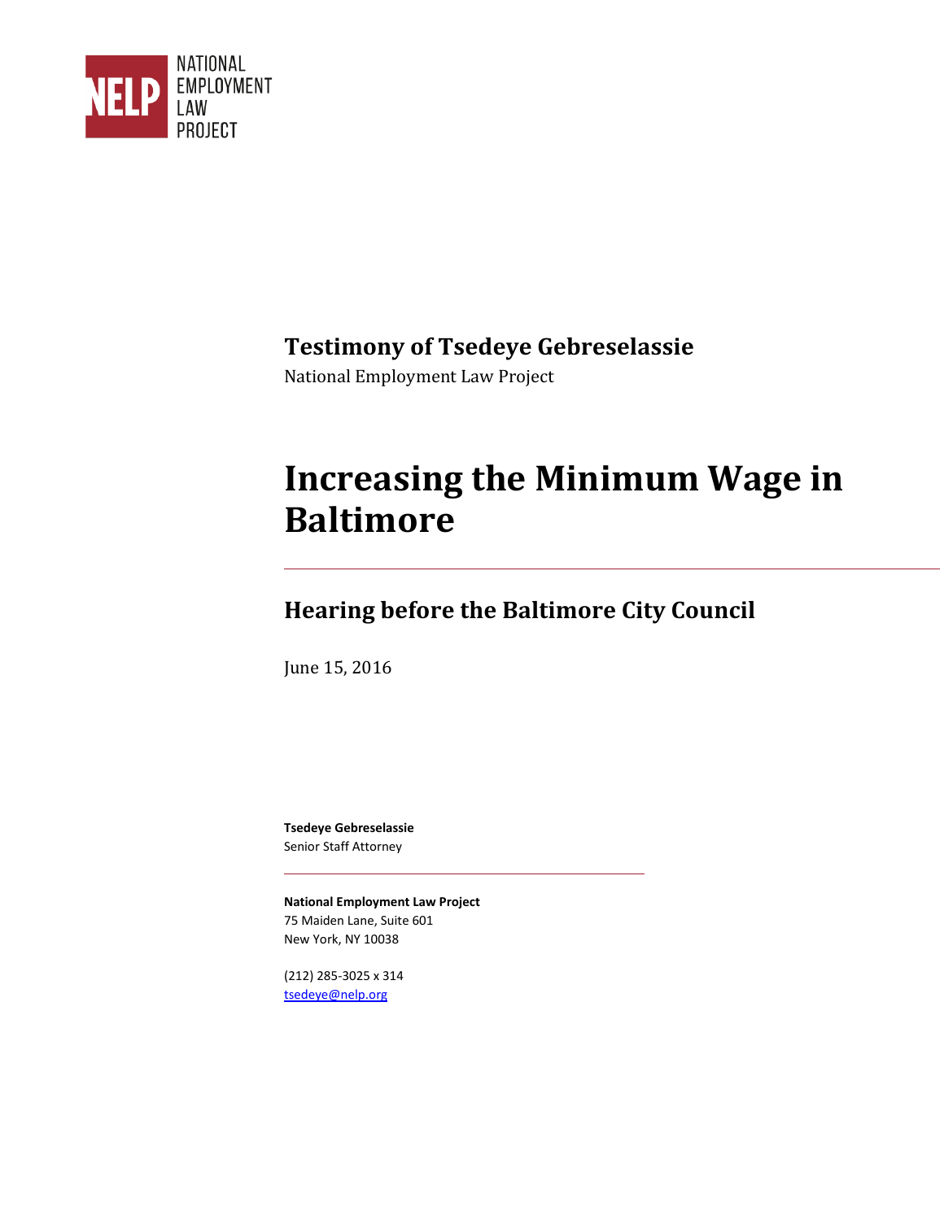NATIONAL EMPLOYMENT LAW PROJECT

## Testimony of Tsedeye Gebreselassie

National Employment Law Project

# Increasing the Minimum Wage in Baltimore

## Hearing before the Baltimore City Council

June 15, 2016

**Tsedeye Gebreselassie**
Senior Staff Attorney

**National Employment Law Project**
75 Maiden Lane, Suite 601
New York, NY 10038

(212) 285-3025 x 314
tsedeye@nelp.org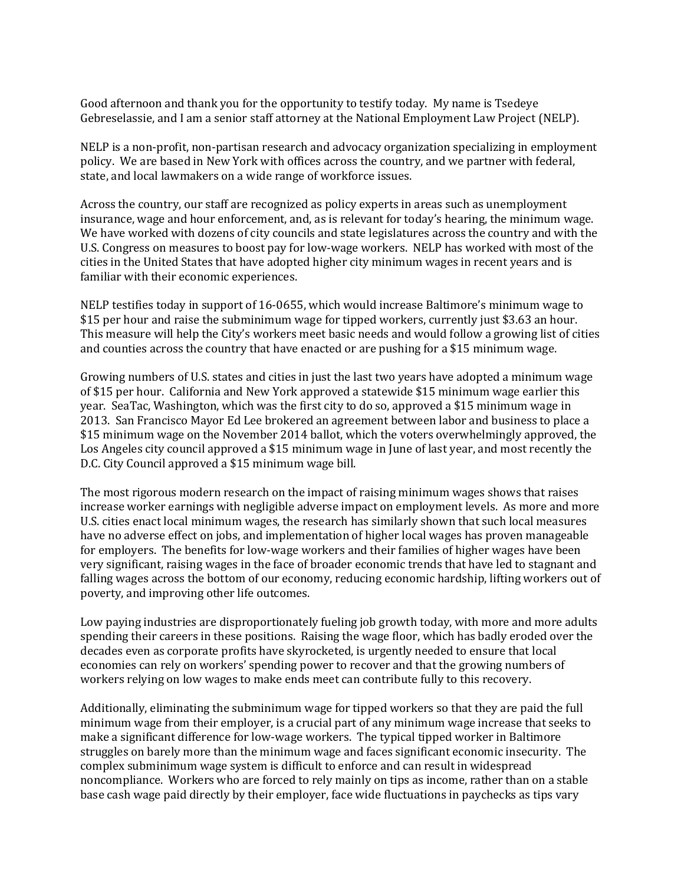Good afternoon and thank you for the opportunity to testify today. My name is Tsedeye Gebreselassie, and I am a senior staff attorney at the National Employment Law Project (NELP).

NELP is a non-profit, non-partisan research and advocacy organization specializing in employment policy. We are based in New York with offices across the country, and we partner with federal, state, and local lawmakers on a wide range of workforce issues.

Across the country, our staff are recognized as policy experts in areas such as unemployment insurance, wage and hour enforcement, and, as is relevant for today's hearing, the minimum wage. We have worked with dozens of city councils and state legislatures across the country and with the U.S. Congress on measures to boost pay for low-wage workers. NELP has worked with most of the cities in the United States that have adopted higher city minimum wages in recent years and is familiar with their economic experiences.

NELP testifies today in support of 16-0655, which would increase Baltimore's minimum wage to $15 per hour and raise the subminimum wage for tipped workers, currently just $3.63 an hour. This measure will help the City's workers meet basic needs and would follow a growing list of cities and counties across the country that have enacted or are pushing for a $15 minimum wage.

Growing numbers of U.S. states and cities in just the last two years have adopted a minimum wage of $15 per hour. California and New York approved a statewide $15 minimum wage earlier this year. SeaTac, Washington, which was the first city to do so, approved a $15 minimum wage in 2013. San Francisco Mayor Ed Lee brokered an agreement between labor and business to place a $15 minimum wage on the November 2014 ballot, which the voters overwhelmingly approved, the Los Angeles city council approved a $15 minimum wage in June of last year, and most recently the D.C. City Council approved a $15 minimum wage bill.

The most rigorous modern research on the impact of raising minimum wages shows that raises increase worker earnings with negligible adverse impact on employment levels. As more and more U.S. cities enact local minimum wages, the research has similarly shown that such local measures have no adverse effect on jobs, and implementation of higher local wages has proven manageable for employers. The benefits for low-wage workers and their families of higher wages have been very significant, raising wages in the face of broader economic trends that have led to stagnant and falling wages across the bottom of our economy, reducing economic hardship, lifting workers out of poverty, and improving other life outcomes.

Low paying industries are disproportionately fueling job growth today, with more and more adults spending their careers in these positions. Raising the wage floor, which has badly eroded over the decades even as corporate profits have skyrocketed, is urgently needed to ensure that local economies can rely on workers' spending power to recover and that the growing numbers of workers relying on low wages to make ends meet can contribute fully to this recovery.

Additionally, eliminating the subminimum wage for tipped workers so that they are paid the full minimum wage from their employer, is a crucial part of any minimum wage increase that seeks to make a significant difference for low-wage workers. The typical tipped worker in Baltimore struggles on barely more than the minimum wage and faces significant economic insecurity. The complex subminimum wage system is difficult to enforce and can result in widespread noncompliance. Workers who are forced to rely mainly on tips as income, rather than on a stable base cash wage paid directly by their employer, face wide fluctuations in paychecks as tips vary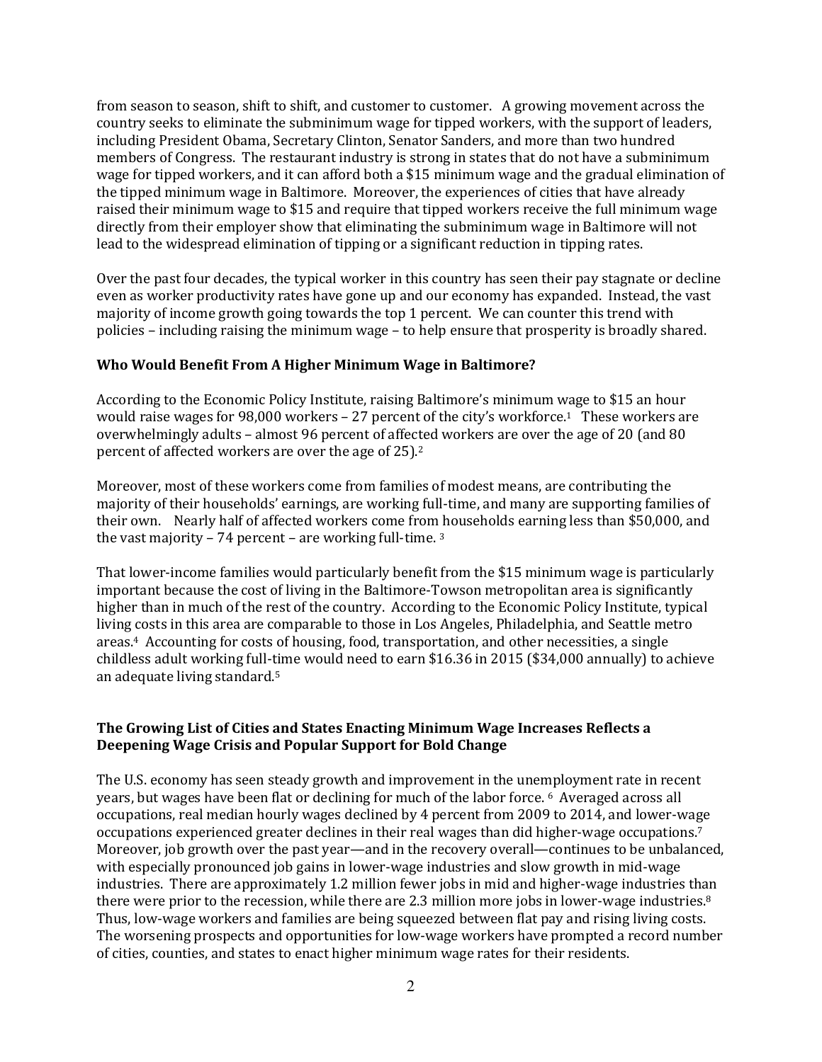from season to season, shift to shift, and customer to customer. A growing movement across the country seeks to eliminate the subminimum wage for tipped workers, with the support of leaders, including President Obama, Secretary Clinton, Senator Sanders, and more than two hundred members of Congress. The restaurant industry is strong in states that do not have a subminimum wage for tipped workers, and it can afford both a $15 minimum wage and the gradual elimination of the tipped minimum wage in Baltimore. Moreover, the experiences of cities that have already raised their minimum wage to $15 and require that tipped workers receive the full minimum wage directly from their employer show that eliminating the subminimum wage in Baltimore will not lead to the widespread elimination of tipping or a significant reduction in tipping rates.

Over the past four decades, the typical worker in this country has seen their pay stagnate or decline even as worker productivity rates have gone up and our economy has expanded. Instead, the vast majority of income growth going towards the top 1 percent. We can counter this trend with policies – including raising the minimum wage – to help ensure that prosperity is broadly shared.

**Who Would Benefit From A Higher Minimum Wage in Baltimore?**

According to the Economic Policy Institute, raising Baltimore's minimum wage to $15 an hour would raise wages for 98,000 workers – 27 percent of the city's workforce.[1] These workers are overwhelmingly adults – almost 96 percent of affected workers are over the age of 20 (and 80 percent of affected workers are over the age of 25).[2]

Moreover, most of these workers come from families of modest means, are contributing the majority of their households' earnings, are working full-time, and many are supporting families of their own. Nearly half of affected workers come from households earning less than $50,000, and the vast majority – 74 percent – are working full-time. [3]

That lower-income families would particularly benefit from the $15 minimum wage is particularly important because the cost of living in the Baltimore-Towson metropolitan area is significantly higher than in much of the rest of the country. According to the Economic Policy Institute, typical living costs in this area are comparable to those in Los Angeles, Philadelphia, and Seattle metro areas.[4] Accounting for costs of housing, food, transportation, and other necessities, a single childless adult working full-time would need to earn $16.36 in 2015 ($34,000 annually) to achieve an adequate living standard.[5]

**The Growing List of Cities and States Enacting Minimum Wage Increases Reflects a Deepening Wage Crisis and Popular Support for Bold Change**

The U.S. economy has seen steady growth and improvement in the unemployment rate in recent years, but wages have been flat or declining for much of the labor force. [6] Averaged across all occupations, real median hourly wages declined by 4 percent from 2009 to 2014, and lower-wage occupations experienced greater declines in their real wages than did higher-wage occupations.[7] Moreover, job growth over the past year—and in the recovery overall—continues to be unbalanced, with especially pronounced job gains in lower-wage industries and slow growth in mid-wage industries. There are approximately 1.2 million fewer jobs in mid and higher-wage industries than there were prior to the recession, while there are 2.3 million more jobs in lower-wage industries.[8] Thus, low-wage workers and families are being squeezed between flat pay and rising living costs. The worsening prospects and opportunities for low-wage workers have prompted a record number of cities, counties, and states to enact higher minimum wage rates for their residents.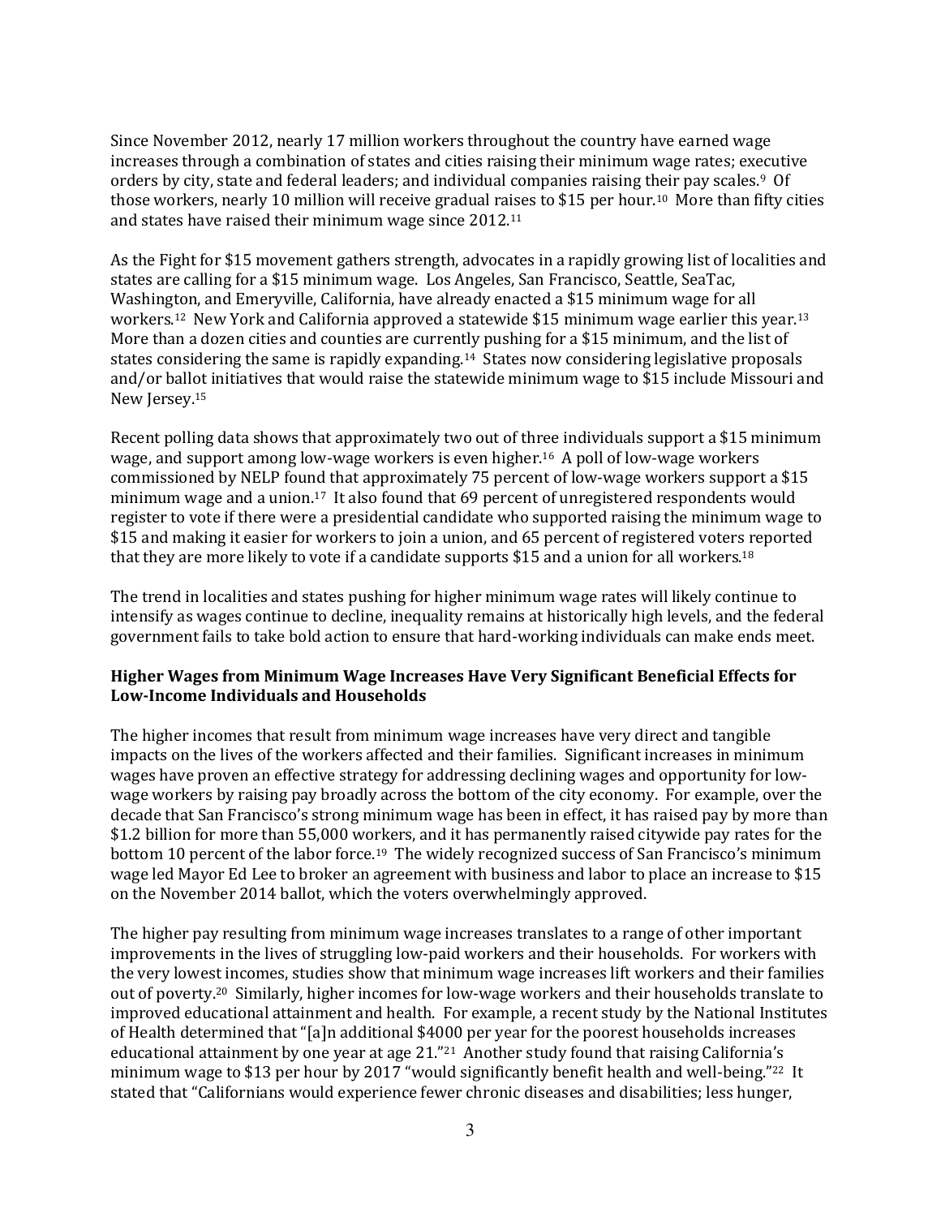Since November 2012, nearly 17 million workers throughout the country have earned wage increases through a combination of states and cities raising their minimum wage rates; executive orders by city, state and federal leaders; and individual companies raising their pay scales.[9] Of those workers, nearly 10 million will receive gradual raises to $15 per hour.[10] More than fifty cities and states have raised their minimum wage since 2012.[11]

As the Fight for $15 movement gathers strength, advocates in a rapidly growing list of localities and states are calling for a $15 minimum wage. Los Angeles, San Francisco, Seattle, SeaTac, Washington, and Emeryville, California, have already enacted a $15 minimum wage for all workers.[12] New York and California approved a statewide $15 minimum wage earlier this year.[13] More than a dozen cities and counties are currently pushing for a $15 minimum, and the list of states considering the same is rapidly expanding.[14] States now considering legislative proposals and/or ballot initiatives that would raise the statewide minimum wage to $15 include Missouri and New Jersey.[15]

Recent polling data shows that approximately two out of three individuals support a $15 minimum wage, and support among low-wage workers is even higher.[16] A poll of low-wage workers commissioned by NELP found that approximately 75 percent of low-wage workers support a $15 minimum wage and a union.[17] It also found that 69 percent of unregistered respondents would register to vote if there were a presidential candidate who supported raising the minimum wage to $15 and making it easier for workers to join a union, and 65 percent of registered voters reported that they are more likely to vote if a candidate supports $15 and a union for all workers.[18]

The trend in localities and states pushing for higher minimum wage rates will likely continue to intensify as wages continue to decline, inequality remains at historically high levels, and the federal government fails to take bold action to ensure that hard-working individuals can make ends meet.

**Higher Wages from Minimum Wage Increases Have Very Significant Beneficial Effects for Low-Income Individuals and Households**

The higher incomes that result from minimum wage increases have very direct and tangible impacts on the lives of the workers affected and their families. Significant increases in minimum wages have proven an effective strategy for addressing declining wages and opportunity for low-wage workers by raising pay broadly across the bottom of the city economy. For example, over the decade that San Francisco's strong minimum wage has been in effect, it has raised pay by more than $1.2 billion for more than 55,000 workers, and it has permanently raised citywide pay rates for the bottom 10 percent of the labor force.[19] The widely recognized success of San Francisco's minimum wage led Mayor Ed Lee to broker an agreement with business and labor to place an increase to $15 on the November 2014 ballot, which the voters overwhelmingly approved.

The higher pay resulting from minimum wage increases translates to a range of other important improvements in the lives of struggling low-paid workers and their households. For workers with the very lowest incomes, studies show that minimum wage increases lift workers and their families out of poverty.[20] Similarly, higher incomes for low-wage workers and their households translate to improved educational attainment and health. For example, a recent study by the National Institutes of Health determined that "[a]n additional $4000 per year for the poorest households increases educational attainment by one year at age 21."[21] Another study found that raising California's minimum wage to $13 per hour by 2017 "would significantly benefit health and well-being."[22] It stated that "Californians would experience fewer chronic diseases and disabilities; less hunger,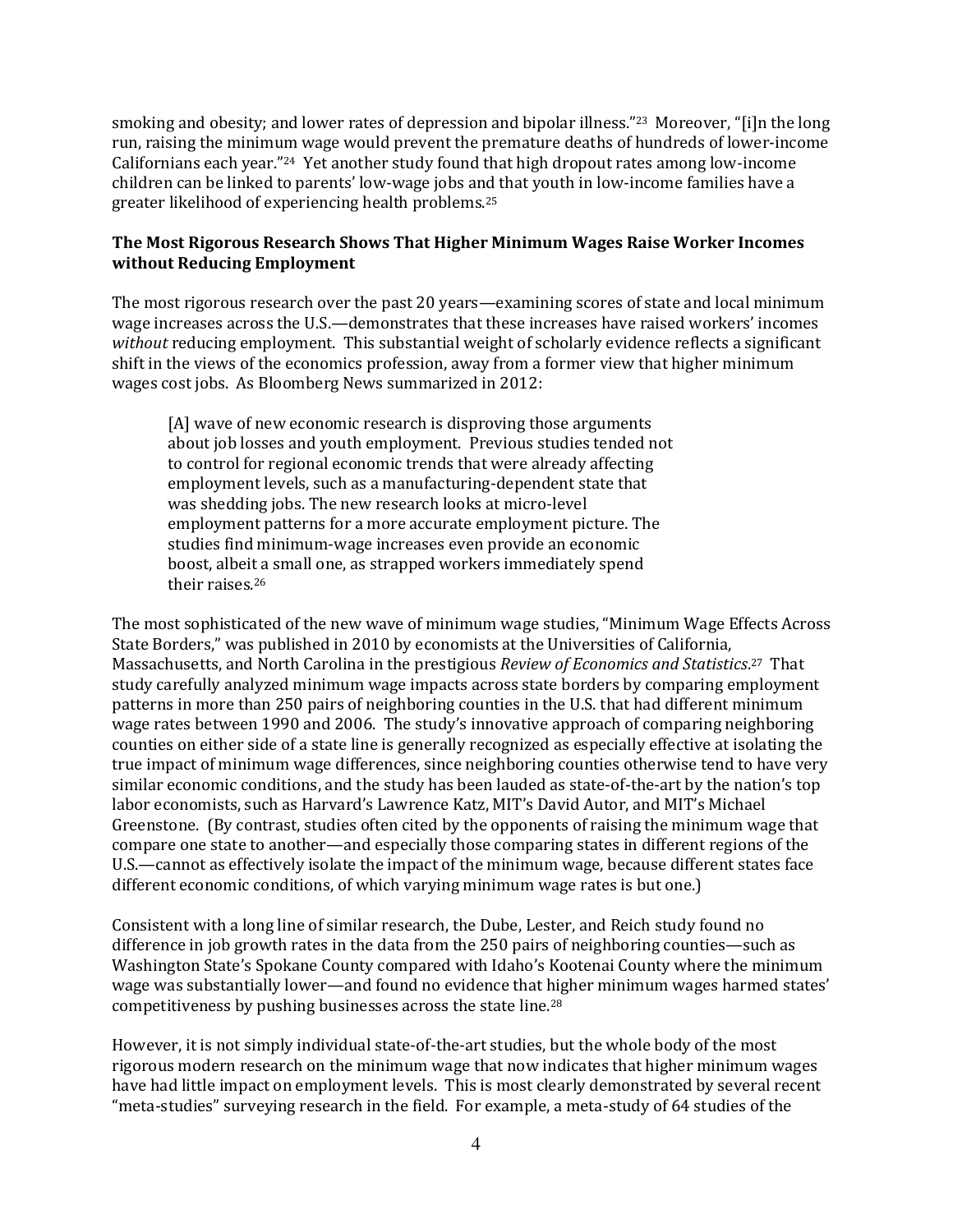smoking and obesity; and lower rates of depression and bipolar illness."[23] Moreover, "[i]n the long run, raising the minimum wage would prevent the premature deaths of hundreds of lower-income Californians each year."[24] Yet another study found that high dropout rates among low-income children can be linked to parents' low-wage jobs and that youth in low-income families have a greater likelihood of experiencing health problems.[25]

**The Most Rigorous Research Shows That Higher Minimum Wages Raise Worker Incomes without Reducing Employment**

The most rigorous research over the past 20 years—examining scores of state and local minimum wage increases across the U.S.—demonstrates that these increases have raised workers' incomes *without* reducing employment. This substantial weight of scholarly evidence reflects a significant shift in the views of the economics profession, away from a former view that higher minimum wages cost jobs. As Bloomberg News summarized in 2012:

> [A] wave of new economic research is disproving those arguments about job losses and youth employment. Previous studies tended not to control for regional economic trends that were already affecting employment levels, such as a manufacturing-dependent state that was shedding jobs. The new research looks at micro-level employment patterns for a more accurate employment picture. The studies find minimum-wage increases even provide an economic boost, albeit a small one, as strapped workers immediately spend their raises.[26]

The most sophisticated of the new wave of minimum wage studies, "Minimum Wage Effects Across State Borders," was published in 2010 by economists at the Universities of California, Massachusetts, and North Carolina in the prestigious *Review of Economics and Statistics*.[27] That study carefully analyzed minimum wage impacts across state borders by comparing employment patterns in more than 250 pairs of neighboring counties in the U.S. that had different minimum wage rates between 1990 and 2006. The study's innovative approach of comparing neighboring counties on either side of a state line is generally recognized as especially effective at isolating the true impact of minimum wage differences, since neighboring counties otherwise tend to have very similar economic conditions, and the study has been lauded as state-of-the-art by the nation's top labor economists, such as Harvard's Lawrence Katz, MIT's David Autor, and MIT's Michael Greenstone. (By contrast, studies often cited by the opponents of raising the minimum wage that compare one state to another—and especially those comparing states in different regions of the U.S.—cannot as effectively isolate the impact of the minimum wage, because different states face different economic conditions, of which varying minimum wage rates is but one.)

Consistent with a long line of similar research, the Dube, Lester, and Reich study found no difference in job growth rates in the data from the 250 pairs of neighboring counties—such as Washington State's Spokane County compared with Idaho's Kootenai County where the minimum wage was substantially lower—and found no evidence that higher minimum wages harmed states' competitiveness by pushing businesses across the state line.[28]

However, it is not simply individual state-of-the-art studies, but the whole body of the most rigorous modern research on the minimum wage that now indicates that higher minimum wages have had little impact on employment levels. This is most clearly demonstrated by several recent "meta-studies" surveying research in the field. For example, a meta-study of 64 studies of the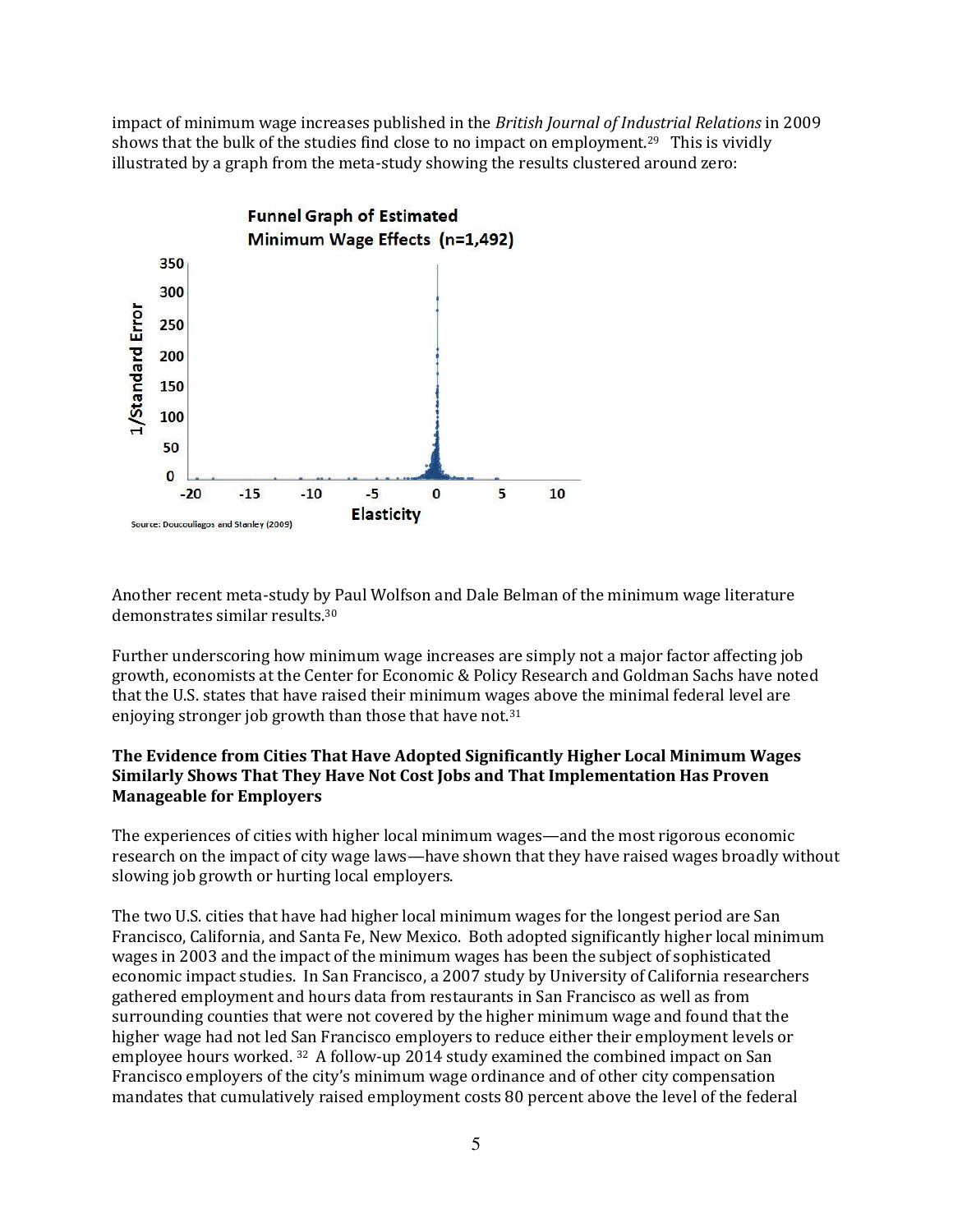impact of minimum wage increases published in the *British Journal of Industrial Relations* in 2009 shows that the bulk of the studies find close to no impact on employment.[29] This is vividly illustrated by a graph from the meta-study showing the results clustered around zero:

Another recent meta-study by Paul Wolfson and Dale Belman of the minimum wage literature demonstrates similar results.[30]

Further underscoring how minimum wage increases are simply not a major factor affecting job growth, economists at the Center for Economic & Policy Research and Goldman Sachs have noted that the U.S. states that have raised their minimum wages above the minimal federal level are enjoying stronger job growth than those that have not.[31]

**The Evidence from Cities That Have Adopted Significantly Higher Local Minimum Wages Similarly Shows That They Have Not Cost Jobs and That Implementation Has Proven Manageable for Employers**

The experiences of cities with higher local minimum wages—and the most rigorous economic research on the impact of city wage laws—have shown that they have raised wages broadly without slowing job growth or hurting local employers.

The two U.S. cities that have had higher local minimum wages for the longest period are San Francisco, California, and Santa Fe, New Mexico. Both adopted significantly higher local minimum wages in 2003 and the impact of the minimum wages has been the subject of sophisticated economic impact studies. In San Francisco, a 2007 study by University of California researchers gathered employment and hours data from restaurants in San Francisco as well as from surrounding counties that were not covered by the higher minimum wage and found that the higher wage had not led San Francisco employers to reduce either their employment levels or employee hours worked.[32] A follow-up 2014 study examined the combined impact on San Francisco employers of the city's minimum wage ordinance and of other city compensation mandates that cumulatively raised employment costs 80 percent above the level of the federal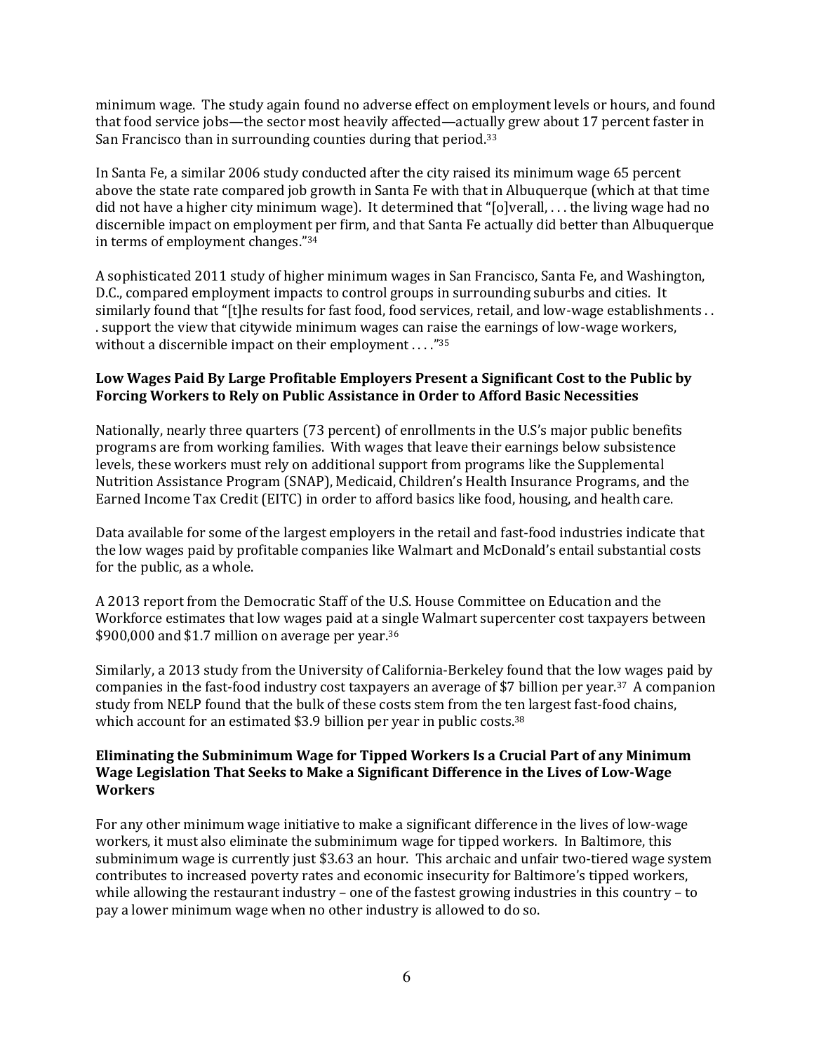minimum wage. The study again found no adverse effect on employment levels or hours, and found that food service jobs—the sector most heavily affected—actually grew about 17 percent faster in San Francisco than in surrounding counties during that period.[33]

In Santa Fe, a similar 2006 study conducted after the city raised its minimum wage 65 percent above the state rate compared job growth in Santa Fe with that in Albuquerque (which at that time did not have a higher city minimum wage). It determined that "[o]verall, . . . the living wage had no discernible impact on employment per firm, and that Santa Fe actually did better than Albuquerque in terms of employment changes."[34]

A sophisticated 2011 study of higher minimum wages in San Francisco, Santa Fe, and Washington, D.C., compared employment impacts to control groups in surrounding suburbs and cities. It similarly found that "[t]he results for fast food, food services, retail, and low-wage establishments . . . support the view that citywide minimum wages can raise the earnings of low-wage workers, without a discernible impact on their employment . . . ."[35]

**Low Wages Paid By Large Profitable Employers Present a Significant Cost to the Public by Forcing Workers to Rely on Public Assistance in Order to Afford Basic Necessities**

Nationally, nearly three quarters (73 percent) of enrollments in the U.S's major public benefits programs are from working families. With wages that leave their earnings below subsistence levels, these workers must rely on additional support from programs like the Supplemental Nutrition Assistance Program (SNAP), Medicaid, Children's Health Insurance Programs, and the Earned Income Tax Credit (EITC) in order to afford basics like food, housing, and health care.

Data available for some of the largest employers in the retail and fast-food industries indicate that the low wages paid by profitable companies like Walmart and McDonald's entail substantial costs for the public, as a whole.

A 2013 report from the Democratic Staff of the U.S. House Committee on Education and the Workforce estimates that low wages paid at a single Walmart supercenter cost taxpayers between $900,000 and $1.7 million on average per year.[36]

Similarly, a 2013 study from the University of California-Berkeley found that the low wages paid by companies in the fast-food industry cost taxpayers an average of $7 billion per year.[37] A companion study from NELP found that the bulk of these costs stem from the ten largest fast-food chains, which account for an estimated $3.9 billion per year in public costs.[38]

**Eliminating the Subminimum Wage for Tipped Workers Is a Crucial Part of any Minimum Wage Legislation That Seeks to Make a Significant Difference in the Lives of Low-Wage Workers**

For any other minimum wage initiative to make a significant difference in the lives of low-wage workers, it must also eliminate the subminimum wage for tipped workers. In Baltimore, this subminimum wage is currently just $3.63 an hour. This archaic and unfair two-tiered wage system contributes to increased poverty rates and economic insecurity for Baltimore's tipped workers, while allowing the restaurant industry – one of the fastest growing industries in this country – to pay a lower minimum wage when no other industry is allowed to do so.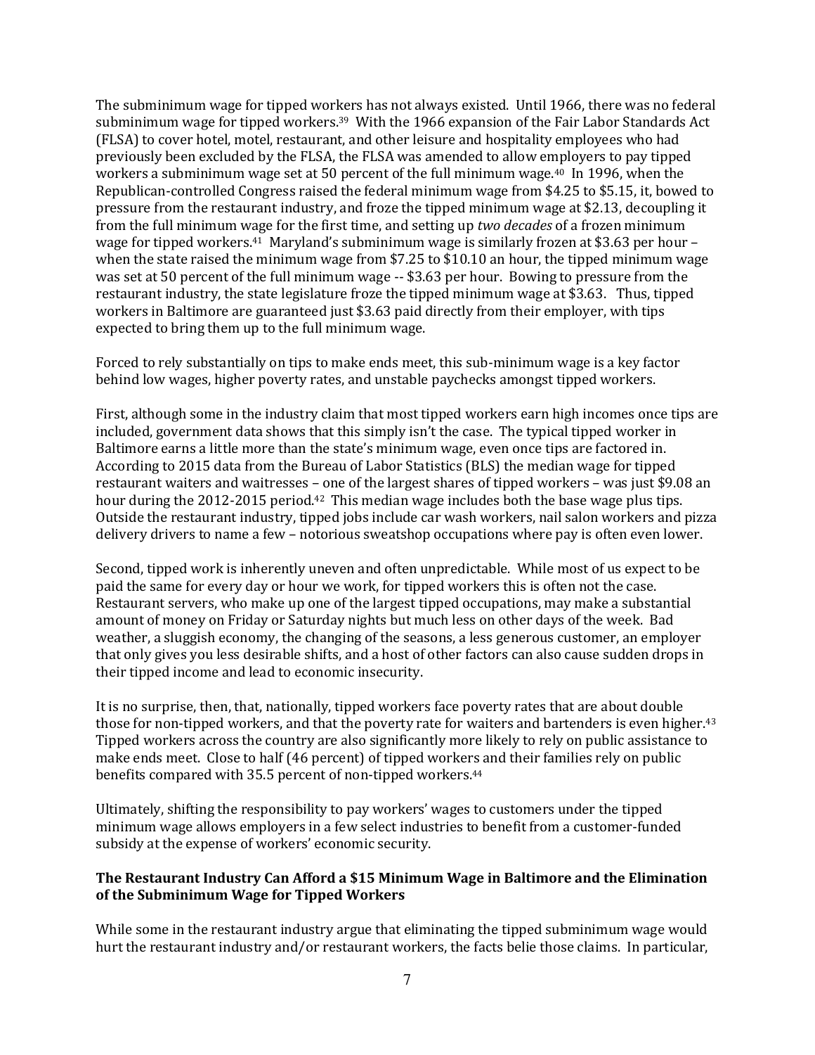The subminimum wage for tipped workers has not always existed. Until 1966, there was no federal subminimum wage for tipped workers.[39] With the 1966 expansion of the Fair Labor Standards Act (FLSA) to cover hotel, motel, restaurant, and other leisure and hospitality employees who had previously been excluded by the FLSA, the FLSA was amended to allow employers to pay tipped workers a subminimum wage set at 50 percent of the full minimum wage.[40] In 1996, when the Republican-controlled Congress raised the federal minimum wage from $4.25 to $5.15, it, bowed to pressure from the restaurant industry, and froze the tipped minimum wage at $2.13, decoupling it from the full minimum wage for the first time, and setting up *two decades* of a frozen minimum wage for tipped workers.[41] Maryland's subminimum wage is similarly frozen at $3.63 per hour – when the state raised the minimum wage from $7.25 to $10.10 an hour, the tipped minimum wage was set at 50 percent of the full minimum wage -- $3.63 per hour. Bowing to pressure from the restaurant industry, the state legislature froze the tipped minimum wage at $3.63. Thus, tipped workers in Baltimore are guaranteed just $3.63 paid directly from their employer, with tips expected to bring them up to the full minimum wage.

Forced to rely substantially on tips to make ends meet, this sub-minimum wage is a key factor behind low wages, higher poverty rates, and unstable paychecks amongst tipped workers.

First, although some in the industry claim that most tipped workers earn high incomes once tips are included, government data shows that this simply isn't the case. The typical tipped worker in Baltimore earns a little more than the state's minimum wage, even once tips are factored in. According to 2015 data from the Bureau of Labor Statistics (BLS) the median wage for tipped restaurant waiters and waitresses – one of the largest shares of tipped workers – was just $9.08 an hour during the 2012-2015 period.[42] This median wage includes both the base wage plus tips. Outside the restaurant industry, tipped jobs include car wash workers, nail salon workers and pizza delivery drivers to name a few – notorious sweatshop occupations where pay is often even lower.

Second, tipped work is inherently uneven and often unpredictable. While most of us expect to be paid the same for every day or hour we work, for tipped workers this is often not the case. Restaurant servers, who make up one of the largest tipped occupations, may make a substantial amount of money on Friday or Saturday nights but much less on other days of the week. Bad weather, a sluggish economy, the changing of the seasons, a less generous customer, an employer that only gives you less desirable shifts, and a host of other factors can also cause sudden drops in their tipped income and lead to economic insecurity.

It is no surprise, then, that, nationally, tipped workers face poverty rates that are about double those for non-tipped workers, and that the poverty rate for waiters and bartenders is even higher.[43] Tipped workers across the country are also significantly more likely to rely on public assistance to make ends meet. Close to half (46 percent) of tipped workers and their families rely on public benefits compared with 35.5 percent of non-tipped workers.[44]

Ultimately, shifting the responsibility to pay workers' wages to customers under the tipped minimum wage allows employers in a few select industries to benefit from a customer-funded subsidy at the expense of workers' economic security.

**The Restaurant Industry Can Afford a $15 Minimum Wage in Baltimore and the Elimination of the Subminimum Wage for Tipped Workers**

While some in the restaurant industry argue that eliminating the tipped subminimum wage would hurt the restaurant industry and/or restaurant workers, the facts belie those claims. In particular,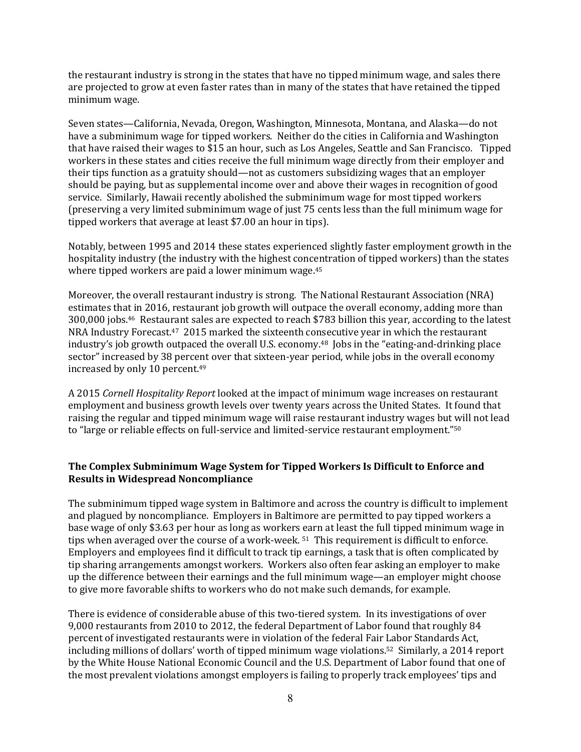the restaurant industry is strong in the states that have no tipped minimum wage, and sales there are projected to grow at even faster rates than in many of the states that have retained the tipped minimum wage.

Seven states—California, Nevada, Oregon, Washington, Minnesota, Montana, and Alaska—do not have a subminimum wage for tipped workers. Neither do the cities in California and Washington that have raised their wages to $15 an hour, such as Los Angeles, Seattle and San Francisco. Tipped workers in these states and cities receive the full minimum wage directly from their employer and their tips function as a gratuity should—not as customers subsidizing wages that an employer should be paying, but as supplemental income over and above their wages in recognition of good service. Similarly, Hawaii recently abolished the subminimum wage for most tipped workers (preserving a very limited subminimum wage of just 75 cents less than the full minimum wage for tipped workers that average at least $7.00 an hour in tips).

Notably, between 1995 and 2014 these states experienced slightly faster employment growth in the hospitality industry (the industry with the highest concentration of tipped workers) than the states where tipped workers are paid a lower minimum wage.[45]

Moreover, the overall restaurant industry is strong. The National Restaurant Association (NRA) estimates that in 2016, restaurant job growth will outpace the overall economy, adding more than 300,000 jobs.[46] Restaurant sales are expected to reach $783 billion this year, according to the latest NRA Industry Forecast.[47] 2015 marked the sixteenth consecutive year in which the restaurant industry's job growth outpaced the overall U.S. economy.[48] Jobs in the "eating-and-drinking place sector" increased by 38 percent over that sixteen-year period, while jobs in the overall economy increased by only 10 percent.[49]

A 2015 *Cornell Hospitality Report* looked at the impact of minimum wage increases on restaurant employment and business growth levels over twenty years across the United States. It found that raising the regular and tipped minimum wage will raise restaurant industry wages but will not lead to "large or reliable effects on full-service and limited-service restaurant employment."[50]

**The Complex Subminimum Wage System for Tipped Workers Is Difficult to Enforce and Results in Widespread Noncompliance**

The subminimum tipped wage system in Baltimore and across the country is difficult to implement and plagued by noncompliance. Employers in Baltimore are permitted to pay tipped workers a base wage of only $3.63 per hour as long as workers earn at least the full tipped minimum wage in tips when averaged over the course of a work-week.[51] This requirement is difficult to enforce. Employers and employees find it difficult to track tip earnings, a task that is often complicated by tip sharing arrangements amongst workers. Workers also often fear asking an employer to make up the difference between their earnings and the full minimum wage—an employer might choose to give more favorable shifts to workers who do not make such demands, for example.

There is evidence of considerable abuse of this two-tiered system. In its investigations of over 9,000 restaurants from 2010 to 2012, the federal Department of Labor found that roughly 84 percent of investigated restaurants were in violation of the federal Fair Labor Standards Act, including millions of dollars' worth of tipped minimum wage violations.[52] Similarly, a 2014 report by the White House National Economic Council and the U.S. Department of Labor found that one of the most prevalent violations amongst employers is failing to properly track employees' tips and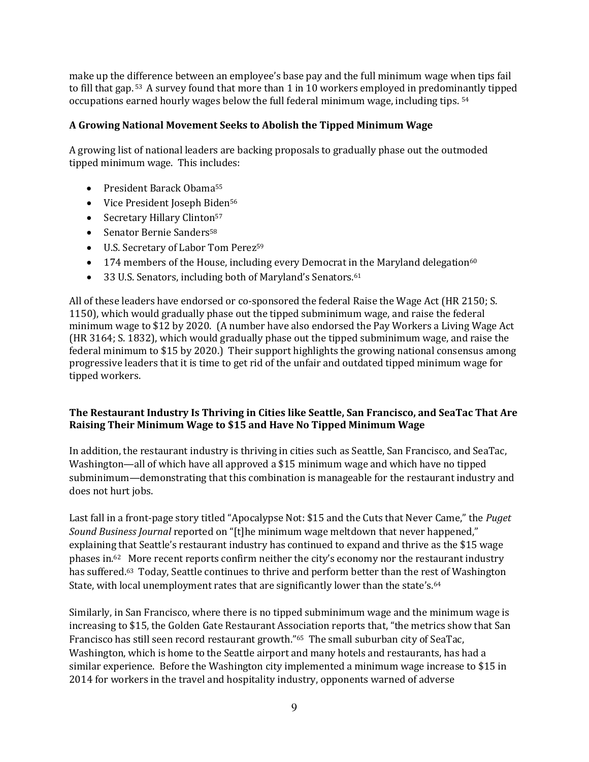make up the difference between an employee's base pay and the full minimum wage when tips fail to fill that gap.[53] A survey found that more than 1 in 10 workers employed in predominantly tipped occupations earned hourly wages below the full federal minimum wage, including tips.[54]

**A Growing National Movement Seeks to Abolish the Tipped Minimum Wage**

A growing list of national leaders are backing proposals to gradually phase out the outmoded tipped minimum wage. This includes:

- President Barack Obama[55]
- Vice President Joseph Biden[56]
- Secretary Hillary Clinton[57]
- Senator Bernie Sanders[58]
- U.S. Secretary of Labor Tom Perez[59]
- 174 members of the House, including every Democrat in the Maryland delegation[60]
- 33 U.S. Senators, including both of Maryland's Senators.[61]

All of these leaders have endorsed or co-sponsored the federal Raise the Wage Act (HR 2150; S. 1150), which would gradually phase out the tipped subminimum wage, and raise the federal minimum wage to $12 by 2020. (A number have also endorsed the Pay Workers a Living Wage Act (HR 3164; S. 1832), which would gradually phase out the tipped subminimum wage, and raise the federal minimum to $15 by 2020.) Their support highlights the growing national consensus among progressive leaders that it is time to get rid of the unfair and outdated tipped minimum wage for tipped workers.

**The Restaurant Industry Is Thriving in Cities like Seattle, San Francisco, and SeaTac That Are Raising Their Minimum Wage to $15 and Have No Tipped Minimum Wage**

In addition, the restaurant industry is thriving in cities such as Seattle, San Francisco, and SeaTac, Washington—all of which have all approved a $15 minimum wage and which have no tipped subminimum—demonstrating that this combination is manageable for the restaurant industry and does not hurt jobs.

Last fall in a front-page story titled "Apocalypse Not: $15 and the Cuts that Never Came," the *Puget Sound Business Journal* reported on "[t]he minimum wage meltdown that never happened," explaining that Seattle's restaurant industry has continued to expand and thrive as the $15 wage phases in.[62] More recent reports confirm neither the city's economy nor the restaurant industry has suffered.[63] Today, Seattle continues to thrive and perform better than the rest of Washington State, with local unemployment rates that are significantly lower than the state's.[64]

Similarly, in San Francisco, where there is no tipped subminimum wage and the minimum wage is increasing to $15, the Golden Gate Restaurant Association reports that, "the metrics show that San Francisco has still seen record restaurant growth."[65] The small suburban city of SeaTac, Washington, which is home to the Seattle airport and many hotels and restaurants, has had a similar experience. Before the Washington city implemented a minimum wage increase to $15 in 2014 for workers in the travel and hospitality industry, opponents warned of adverse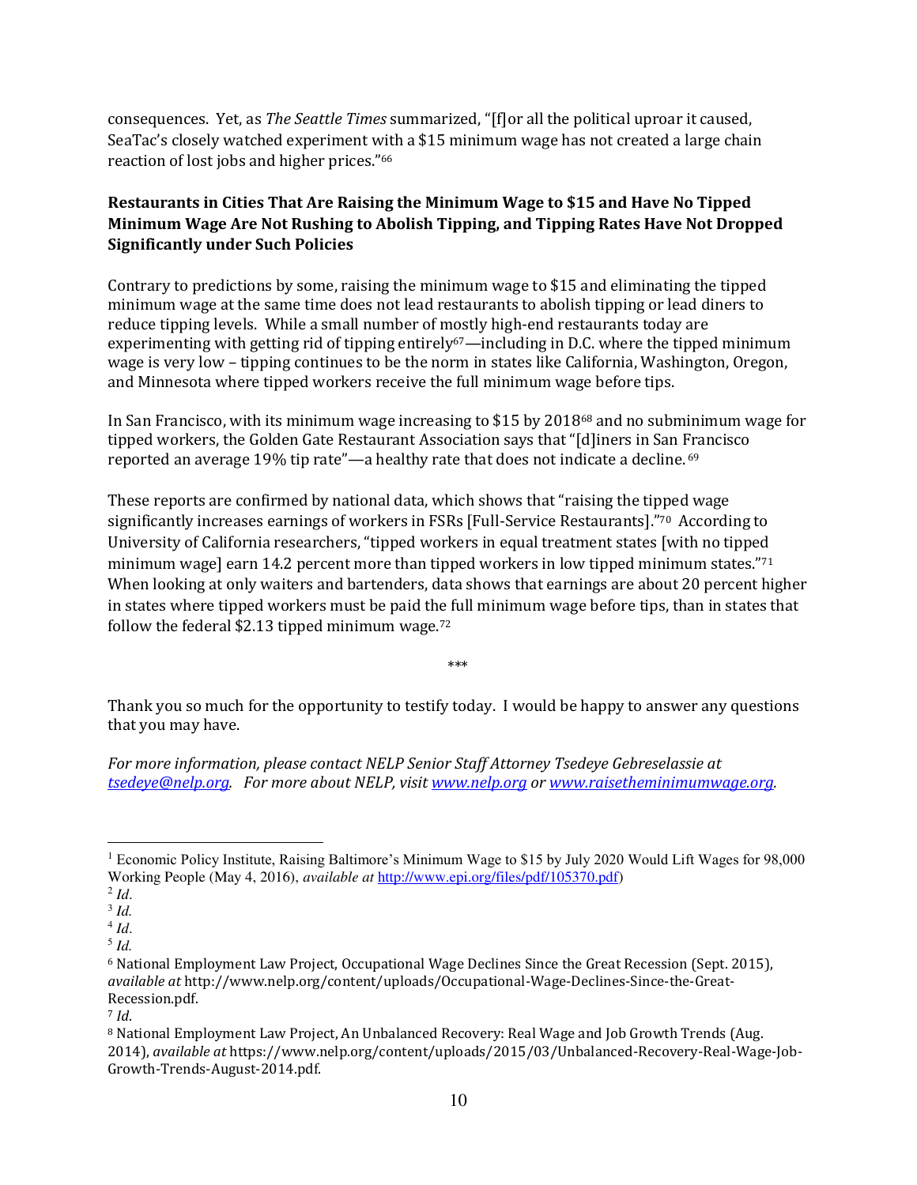consequences. Yet, as *The Seattle Times* summarized, "[f]or all the political uproar it caused, SeaTac's closely watched experiment with a $15 minimum wage has not created a large chain reaction of lost jobs and higher prices."[66]

**Restaurants in Cities That Are Raising the Minimum Wage to $15 and Have No Tipped Minimum Wage Are Not Rushing to Abolish Tipping, and Tipping Rates Have Not Dropped Significantly under Such Policies**

Contrary to predictions by some, raising the minimum wage to $15 and eliminating the tipped minimum wage at the same time does not lead restaurants to abolish tipping or lead diners to reduce tipping levels. While a small number of mostly high-end restaurants today are experimenting with getting rid of tipping entirely[67]—including in D.C. where the tipped minimum wage is very low – tipping continues to be the norm in states like California, Washington, Oregon, and Minnesota where tipped workers receive the full minimum wage before tips.

In San Francisco, with its minimum wage increasing to $15 by 2018[68] and no subminimum wage for tipped workers, the Golden Gate Restaurant Association says that "[d]iners in San Francisco reported an average 19% tip rate"—a healthy rate that does not indicate a decline.[69]

These reports are confirmed by national data, which shows that "raising the tipped wage significantly increases earnings of workers in FSRs [Full-Service Restaurants]."[70] According to University of California researchers, "tipped workers in equal treatment states [with no tipped minimum wage] earn 14.2 percent more than tipped workers in low tipped minimum states."[71] When looking at only waiters and bartenders, data shows that earnings are about 20 percent higher in states where tipped workers must be paid the full minimum wage before tips, than in states that follow the federal $2.13 tipped minimum wage.[72]

\*\*\*

Thank you so much for the opportunity to testify today. I would be happy to answer any questions that you may have.

*For more information, please contact NELP Senior Staff Attorney Tsedeye Gebreselassie at tsedeye@nelp.org. For more about NELP, visit www.nelp.org or www.raisetheminimumwage.org.*

---

[1] Economic Policy Institute, Raising Baltimore's Minimum Wage to $15 by July 2020 Would Lift Wages for 98,000 Working People (May 4, 2016), *available at* http://www.epi.org/files/pdf/105370.pdf)

[2] *Id.*

[3] *Id.*

[4] *Id.*

[5] *Id.*

[6] National Employment Law Project, Occupational Wage Declines Since the Great Recession (Sept. 2015), *available at* http://www.nelp.org/content/uploads/Occupational-Wage-Declines-Since-the-Great-Recession.pdf.

[7] *Id.*

[8] National Employment Law Project, An Unbalanced Recovery: Real Wage and Job Growth Trends (Aug. 2014), *available at* https://www.nelp.org/content/uploads/2015/03/Unbalanced-Recovery-Real-Wage-Job-Growth-Trends-August-2014.pdf.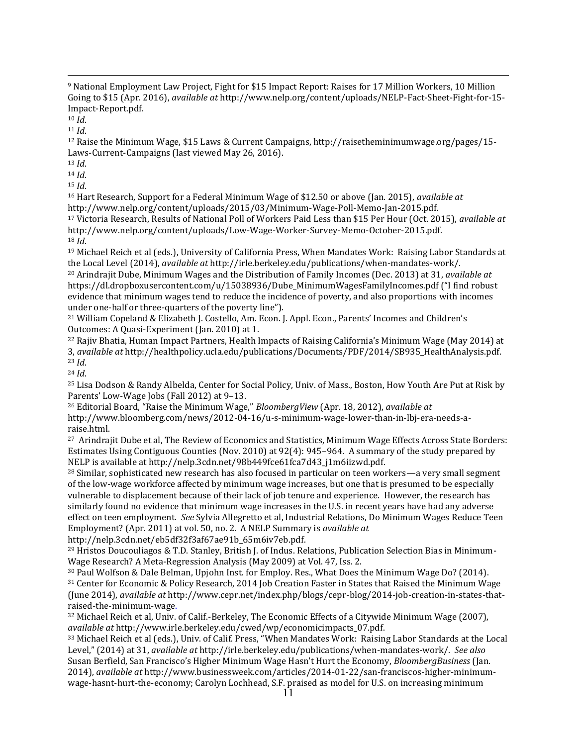[9] National Employment Law Project, Fight for $15 Impact Report: Raises for 17 Million Workers, 10 Million Going to $15 (Apr. 2016), *available at* http://www.nelp.org/content/uploads/NELP-Fact-Sheet-Fight-for-15-Impact-Report.pdf.

[10] *Id*.

[11] *Id*.

[12] Raise the Minimum Wage, $15 Laws & Current Campaigns, http://raisetheminimumwage.org/pages/15-Laws-Current-Campaigns (last viewed May 26, 2016).

[13] *Id*.

[14] *Id*.

[15] *Id*.

[16] Hart Research, Support for a Federal Minimum Wage of $12.50 or above (Jan. 2015), *available at* http://www.nelp.org/content/uploads/2015/03/Minimum-Wage-Poll-Memo-Jan-2015.pdf.

[17] Victoria Research, Results of National Poll of Workers Paid Less than $15 Per Hour (Oct. 2015), *available at* http://www.nelp.org/content/uploads/Low-Wage-Worker-Survey-Memo-October-2015.pdf.

[18] *Id*.

[19] Michael Reich et al (eds.), University of California Press, When Mandates Work: Raising Labor Standards at the Local Level (2014), *available at* http://irle.berkeley.edu/publications/when-mandates-work/.

[20] Arindrajit Dube, Minimum Wages and the Distribution of Family Incomes (Dec. 2013) at 31, *available at* https://dl.dropboxusercontent.com/u/15038936/Dube_MinimumWagesFamilyIncomes.pdf ("I find robust evidence that minimum wages tend to reduce the incidence of poverty, and also proportions with incomes under one-half or three-quarters of the poverty line").

[21] William Copeland & Elizabeth J. Costello, Am. Econ. J. Appl. Econ., Parents' Incomes and Children's Outcomes: A Quasi-Experiment (Jan. 2010) at 1.

[22] Rajiv Bhatia, Human Impact Partners, Health Impacts of Raising California's Minimum Wage (May 2014) at 3, *available at* http://healthpolicy.ucla.edu/publications/Documents/PDF/2014/SB935_HealthAnalysis.pdf.

[23] *Id*.

[24] *Id*.

[25] Lisa Dodson & Randy Albelda, Center for Social Policy, Univ. of Mass., Boston, How Youth Are Put at Risk by Parents' Low-Wage Jobs (Fall 2012) at 9–13.

[26] Editorial Board, "Raise the Minimum Wage," *BloombergView* (Apr. 18, 2012), *available at* http://www.bloomberg.com/news/2012-04-16/u-s-minimum-wage-lower-than-in-lbj-era-needs-a-raise.html.

[27] Arindrajit Dube et al, The Review of Economics and Statistics, Minimum Wage Effects Across State Borders: Estimates Using Contiguous Counties (Nov. 2010) at 92(4): 945–964. A summary of the study prepared by NELP is available at http://nelp.3cdn.net/98b449fce61fca7d43_j1m6iizwd.pdf.

[28] Similar, sophisticated new research has also focused in particular on teen workers—a very small segment of the low-wage workforce affected by minimum wage increases, but one that is presumed to be especially vulnerable to displacement because of their lack of job tenure and experience. However, the research has similarly found no evidence that minimum wage increases in the U.S. in recent years have had any adverse effect on teen employment. *See* Sylvia Allegretto et al, Industrial Relations, Do Minimum Wages Reduce Teen Employment? (Apr. 2011) at vol. 50, no. 2. A NELP Summary is *available at* http://nelp.3cdn.net/eb5df32f3af67ae91b_65m6iv7eb.pdf.

[29] Hristos Doucouliagos & T.D. Stanley, British J. of Indus. Relations, Publication Selection Bias in Minimum-Wage Research? A Meta-Regression Analysis (May 2009) at Vol. 47, Iss. 2.

[30] Paul Wolfson & Dale Belman, Upjohn Inst. for Employ. Res., What Does the Minimum Wage Do? (2014).

[31] Center for Economic & Policy Research, 2014 Job Creation Faster in States that Raised the Minimum Wage (June 2014), *available at* http://www.cepr.net/index.php/blogs/cepr-blog/2014-job-creation-in-states-that-raised-the-minimum-wage.

[32] Michael Reich et al, Univ. of Calif.-Berkeley, The Economic Effects of a Citywide Minimum Wage (2007), *available at* http://www.irle.berkeley.edu/cwed/wp/economicimpacts_07.pdf.

[33] Michael Reich et al (eds.), Univ. of Calif. Press, "When Mandates Work: Raising Labor Standards at the Local Level," (2014) at 31, *available at* http://irle.berkeley.edu/publications/when-mandates-work/. *See also* Susan Berfield, San Francisco's Higher Minimum Wage Hasn't Hurt the Economy, *BloombergBusiness* (Jan. 2014), *available at* http://www.businessweek.com/articles/2014-01-22/san-franciscos-higher-minimum-wage-hasnt-hurt-the-economy; Carolyn Lochhead, S.F. praised as model for U.S. on increasing minimum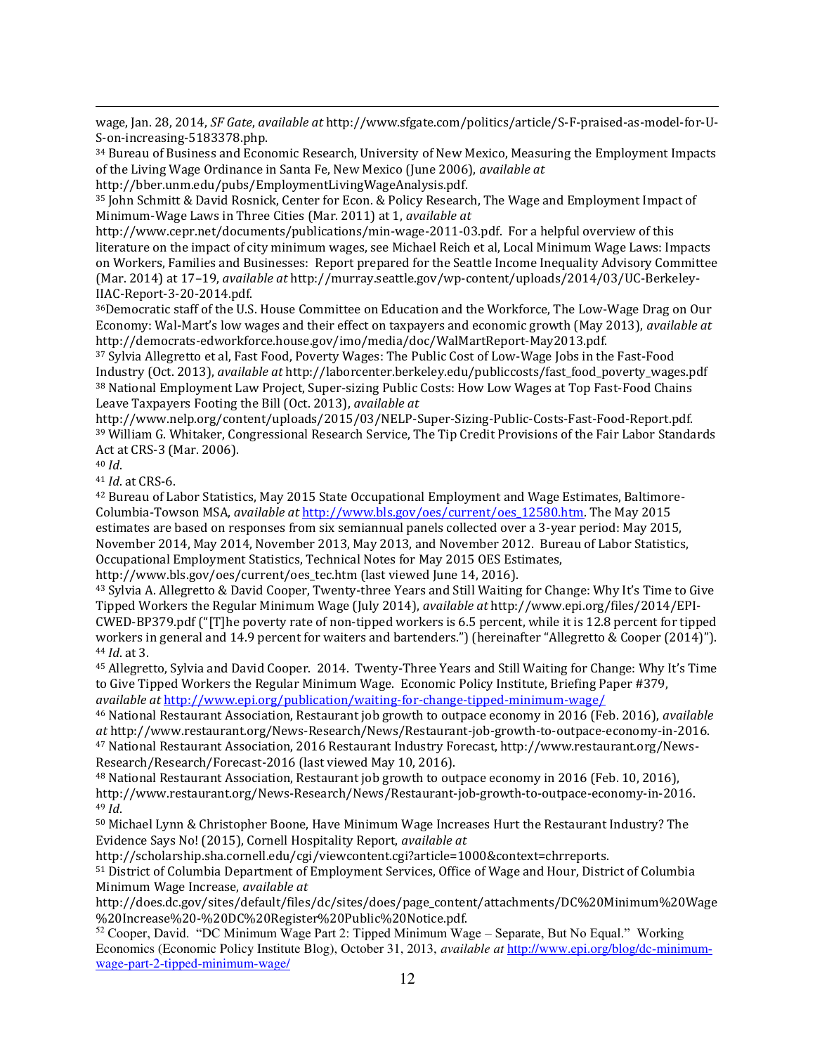wage, Jan. 28, 2014, *SF Gate*, *available at* http://www.sfgate.com/politics/article/S-F-praised-as-model-for-U-S-on-increasing-5183378.php.

[34] Bureau of Business and Economic Research, University of New Mexico, Measuring the Employment Impacts of the Living Wage Ordinance in Santa Fe, New Mexico (June 2006), *available at* http://bber.unm.edu/pubs/EmploymentLivingWageAnalysis.pdf.

[35] John Schmitt & David Rosnick, Center for Econ. & Policy Research, The Wage and Employment Impact of Minimum-Wage Laws in Three Cities (Mar. 2011) at 1, *available at* http://www.cepr.net/documents/publications/min-wage-2011-03.pdf. For a helpful overview of this literature on the impact of city minimum wages, see Michael Reich et al, Local Minimum Wage Laws: Impacts on Workers, Families and Businesses: Report prepared for the Seattle Income Inequality Advisory Committee (Mar. 2014) at 17–19, *available at* http://murray.seattle.gov/wp-content/uploads/2014/03/UC-Berkeley-IIAC-Report-3-20-2014.pdf.

[36] Democratic staff of the U.S. House Committee on Education and the Workforce, The Low-Wage Drag on Our Economy: Wal-Mart's low wages and their effect on taxpayers and economic growth (May 2013), *available at* http://democrats-edworkforce.house.gov/imo/media/doc/WalMartReport-May2013.pdf.

[37] Sylvia Allegretto et al, Fast Food, Poverty Wages: The Public Cost of Low-Wage Jobs in the Fast-Food Industry (Oct. 2013), *available at* http://laborcenter.berkeley.edu/publiccosts/fast_food_poverty_wages.pdf

[38] National Employment Law Project, Super-sizing Public Costs: How Low Wages at Top Fast-Food Chains Leave Taxpayers Footing the Bill (Oct. 2013), *available at* http://www.nelp.org/content/uploads/2015/03/NELP-Super-Sizing-Public-Costs-Fast-Food-Report.pdf.

[39] William G. Whitaker, Congressional Research Service, The Tip Credit Provisions of the Fair Labor Standards Act at CRS-3 (Mar. 2006).

[40] *Id*.

[41] *Id*. at CRS-6.

[42] Bureau of Labor Statistics, May 2015 State Occupational Employment and Wage Estimates, Baltimore-Columbia-Towson MSA, *available at* http://www.bls.gov/oes/current/oes_12580.htm. The May 2015 estimates are based on responses from six semiannual panels collected over a 3-year period: May 2015, November 2014, May 2014, November 2013, May 2013, and November 2012. Bureau of Labor Statistics, Occupational Employment Statistics, Technical Notes for May 2015 OES Estimates, http://www.bls.gov/oes/current/oes_tec.htm (last viewed June 14, 2016).

[43] Sylvia A. Allegretto & David Cooper, Twenty-three Years and Still Waiting for Change: Why It's Time to Give Tipped Workers the Regular Minimum Wage (July 2014), *available at* http://www.epi.org/files/2014/EPI-CWED-BP379.pdf ("[T]he poverty rate of non-tipped workers is 6.5 percent, while it is 12.8 percent for tipped workers in general and 14.9 percent for waiters and bartenders.") (hereinafter "Allegretto & Cooper (2014)").

[44] *Id*. at 3.

[45] Allegretto, Sylvia and David Cooper. 2014. Twenty-Three Years and Still Waiting for Change: Why It's Time to Give Tipped Workers the Regular Minimum Wage. Economic Policy Institute, Briefing Paper #379, *available at* http://www.epi.org/publication/waiting-for-change-tipped-minimum-wage/

[46] National Restaurant Association, Restaurant job growth to outpace economy in 2016 (Feb. 2016), *available at* http://www.restaurant.org/News-Research/News/Restaurant-job-growth-to-outpace-economy-in-2016.

[47] National Restaurant Association, 2016 Restaurant Industry Forecast, http://www.restaurant.org/News-Research/Research/Forecast-2016 (last viewed May 10, 2016).

[48] National Restaurant Association, Restaurant job growth to outpace economy in 2016 (Feb. 10, 2016), http://www.restaurant.org/News-Research/News/Restaurant-job-growth-to-outpace-economy-in-2016.

[49] *Id*.

[50] Michael Lynn & Christopher Boone, Have Minimum Wage Increases Hurt the Restaurant Industry? The Evidence Says No! (2015), Cornell Hospitality Report, *available at* http://scholarship.sha.cornell.edu/cgi/viewcontent.cgi?article=1000&context=chrreports.

[51] District of Columbia Department of Employment Services, Office of Wage and Hour, District of Columbia Minimum Wage Increase, *available at* http://does.dc.gov/sites/default/files/dc/sites/does/page_content/attachments/DC%20Minimum%20Wage%20Increase%20-%20DC%20Register%20Public%20Notice.pdf.

[52] Cooper, David. "DC Minimum Wage Part 2: Tipped Minimum Wage – Separate, But No Equal." Working Economics (Economic Policy Institute Blog), October 31, 2013, *available at* http://www.epi.org/blog/dc-minimum-wage-part-2-tipped-minimum-wage/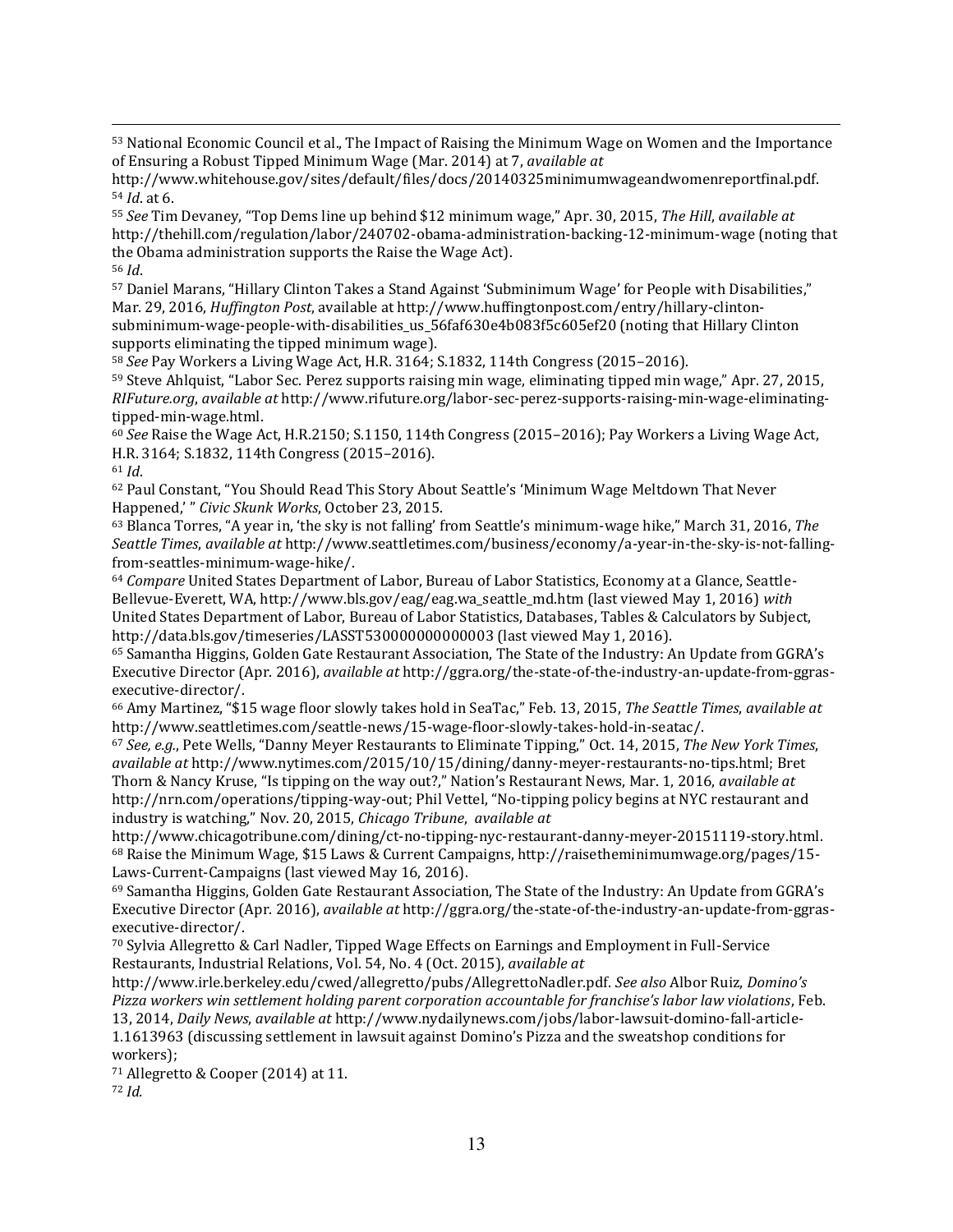[53] National Economic Council et al., The Impact of Raising the Minimum Wage on Women and the Importance of Ensuring a Robust Tipped Minimum Wage (Mar. 2014) at 7, *available at* http://www.whitehouse.gov/sites/default/files/docs/20140325minimumwageandwomenreportfinal.pdf.

[54] *Id*. at 6.

[55] *See* Tim Devaney, "Top Dems line up behind $12 minimum wage," Apr. 30, 2015, *The Hill*, *available at* http://thehill.com/regulation/labor/240702-obama-administration-backing-12-minimum-wage (noting that the Obama administration supports the Raise the Wage Act).

[56] *Id*.

[57] Daniel Marans, "Hillary Clinton Takes a Stand Against 'Subminimum Wage' for People with Disabilities," Mar. 29, 2016, *Huffington Post*, available at http://www.huffingtonpost.com/entry/hillary-clinton-subminimum-wage-people-with-disabilities_us_56faf630e4b083f5c605ef20 (noting that Hillary Clinton supports eliminating the tipped minimum wage).

[58] *See* Pay Workers a Living Wage Act, H.R. 3164; S.1832, 114th Congress (2015–2016).

[59] Steve Ahlquist, "Labor Sec. Perez supports raising min wage, eliminating tipped min wage," Apr. 27, 2015, *RIFuture.org*, *available at* http://www.rifuture.org/labor-sec-perez-supports-raising-min-wage-eliminating-tipped-min-wage.html.

[60] *See* Raise the Wage Act, H.R.2150; S.1150, 114th Congress (2015–2016); Pay Workers a Living Wage Act, H.R. 3164; S.1832, 114th Congress (2015–2016).

[61] *Id*.

[62] Paul Constant, "You Should Read This Story About Seattle's 'Minimum Wage Meltdown That Never Happened,' " *Civic Skunk Works*, October 23, 2015.

[63] Blanca Torres, "A year in, 'the sky is not falling' from Seattle's minimum-wage hike," March 31, 2016, *The Seattle Times*, *available at* http://www.seattletimes.com/business/economy/a-year-in-the-sky-is-not-falling-from-seattles-minimum-wage-hike/.

[64] *Compare* United States Department of Labor, Bureau of Labor Statistics, Economy at a Glance, Seattle-Bellevue-Everett, WA, http://www.bls.gov/eag/eag.wa_seattle_md.htm (last viewed May 1, 2016) *with* United States Department of Labor, Bureau of Labor Statistics, Databases, Tables & Calculators by Subject, http://data.bls.gov/timeseries/LASST530000000000003 (last viewed May 1, 2016).

[65] Samantha Higgins, Golden Gate Restaurant Association, The State of the Industry: An Update from GGRA's Executive Director (Apr. 2016), *available at* http://ggra.org/the-state-of-the-industry-an-update-from-ggras-executive-director/.

[66] Amy Martinez, "$15 wage floor slowly takes hold in SeaTac," Feb. 13, 2015, *The Seattle Times*, *available at* http://www.seattletimes.com/seattle-news/15-wage-floor-slowly-takes-hold-in-seatac/.

[67] *See, e.g.*, Pete Wells, "Danny Meyer Restaurants to Eliminate Tipping," Oct. 14, 2015, *The New York Times*, *available at* http://www.nytimes.com/2015/10/15/dining/danny-meyer-restaurants-no-tips.html; Bret Thorn & Nancy Kruse, "Is tipping on the way out?," Nation's Restaurant News, Mar. 1, 2016, *available at* http://nrn.com/operations/tipping-way-out; Phil Vettel, "No-tipping policy begins at NYC restaurant and industry is watching," Nov. 20, 2015, *Chicago Tribune*, *available at* http://www.chicagotribune.com/dining/ct-no-tipping-nyc-restaurant-danny-meyer-20151119-story.html.

[68] Raise the Minimum Wage, $15 Laws & Current Campaigns, http://raisetheminimumwage.org/pages/15-Laws-Current-Campaigns (last viewed May 16, 2016).

[69] Samantha Higgins, Golden Gate Restaurant Association, The State of the Industry: An Update from GGRA's Executive Director (Apr. 2016), *available at* http://ggra.org/the-state-of-the-industry-an-update-from-ggras-executive-director/.

[70] Sylvia Allegretto & Carl Nadler, Tipped Wage Effects on Earnings and Employment in Full-Service Restaurants, Industrial Relations, Vol. 54, No. 4 (Oct. 2015), *available at* http://www.irle.berkeley.edu/cwed/allegretto/pubs/AllegrettoNadler.pdf. *See also* Albor Ruiz, *Domino's Pizza workers win settlement holding parent corporation accountable for franchise's labor law violations*, Feb. 13, 2014, *Daily News*, *available at* http://www.nydailynews.com/jobs/labor-lawsuit-domino-fall-article-1.1613963 (discussing settlement in lawsuit against Domino's Pizza and the sweatshop conditions for workers);

[71] Allegretto & Cooper (2014) at 11.

[72] *Id.*